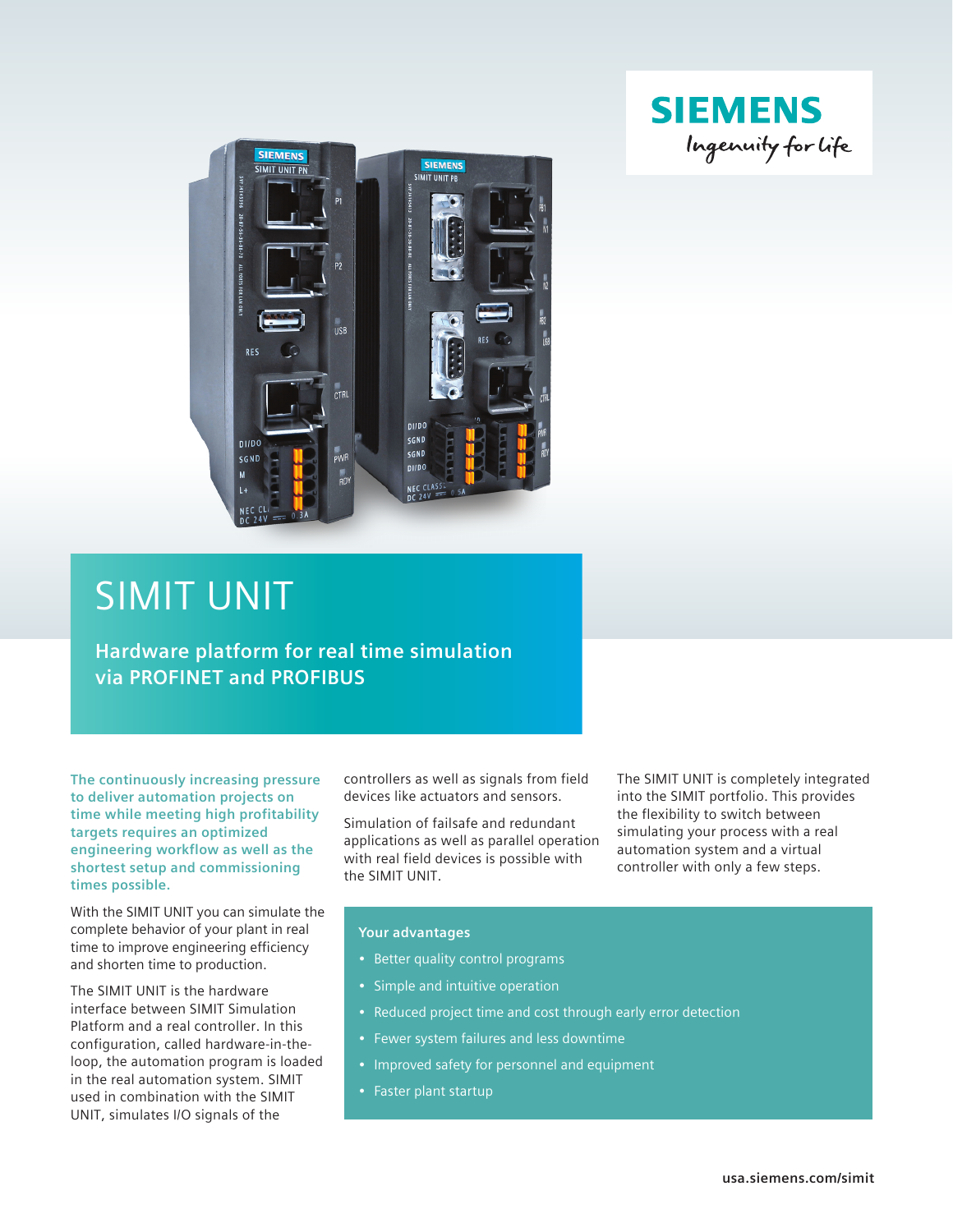SIEMENS

*Ingenuity for life*

# SIMIT UNIT

## Hardware platform for real time simulation via PROFINET and PROFIBUS

**The continuously increasing pressure to deliver automation projects on time while meeting high profitability targets requires an optimized engineering workflow as well as the shortest setup and commissioning times possible.**

With the SIMIT UNIT you can simulate the complete behavior of your plant in real time to improve engineering efficiency and shorten time to production.

The SIMIT UNIT is the hardware interface between SIMIT Simulation Platform and a real controller. In this configuration, called hardware-in-the-loop, the automation program is loaded in the real automation system. SIMIT used in combination with the SIMIT UNIT, simulates I/O signals of the controllers as well as signals from field devices like actuators and sensors.

Simulation of failsafe and redundant applications as well as parallel operation with real field devices is possible with the SIMIT UNIT.

The SIMIT UNIT is completely integrated into the SIMIT portfolio. This provides the flexibility to switch between simulating your process with a real automation system and a virtual controller with only a few steps.

**Your advantages**

- Better quality control programs
- Simple and intuitive operation
- Reduced project time and cost through early error detection
- Fewer system failures and less downtime
- Improved safety for personnel and equipment
- Faster plant startup

**usa.siemens.com/simit**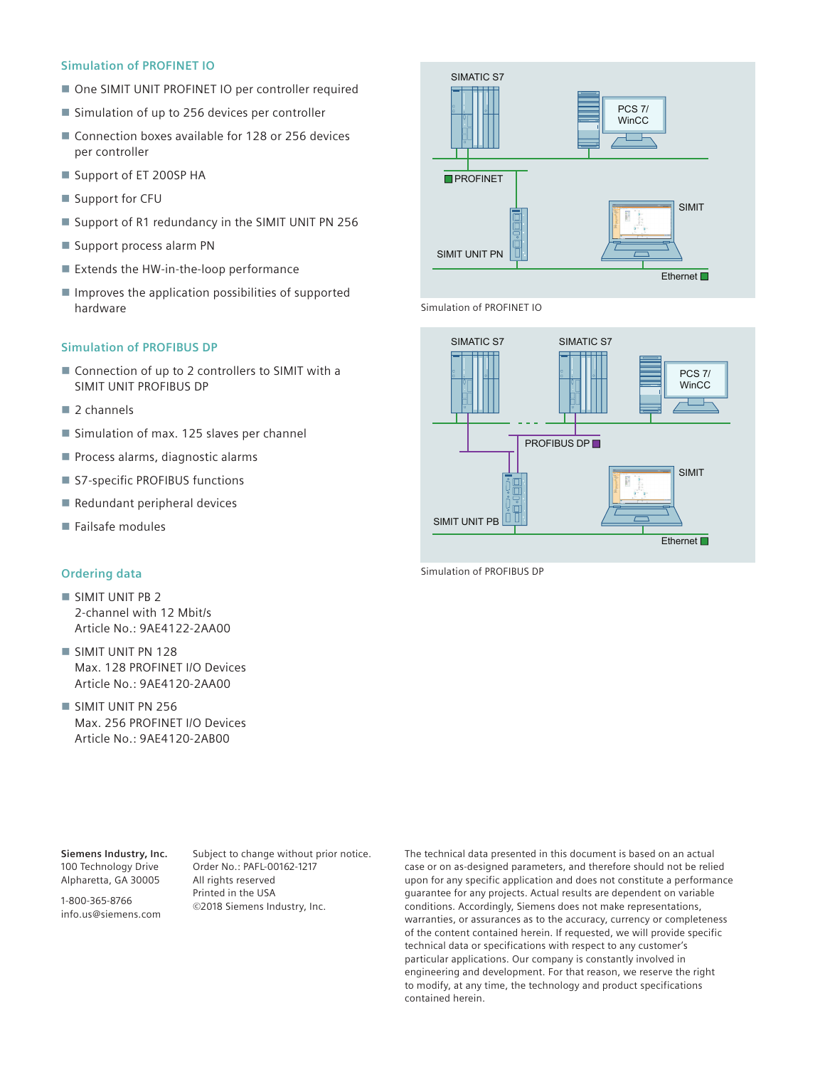## Simulation of PROFINET IO

- One SIMIT UNIT PROFINET IO per controller required
- Simulation of up to 256 devices per controller
- Connection boxes available for 128 or 256 devices per controller
- Support of ET 200SP HA
- Support for CFU
- Support of R1 redundancy in the SIMIT UNIT PN 256
- Support process alarm PN
- Extends the HW-in-the-loop performance
- Improves the application possibilities of supported hardware

SIMATIC S7

PCS 7/ WinCC

PROFINET

SIMIT

SIMIT UNIT PN

Ethernet

Simulation of PROFINET IO

## Simulation of PROFIBUS DP

- Connection of up to 2 controllers to SIMIT with a SIMIT UNIT PROFIBUS DP
- 2 channels
- Simulation of max. 125 slaves per channel
- Process alarms, diagnostic alarms
- S7-specific PROFIBUS functions
- Redundant peripheral devices
- Failsafe modules

SIMATIC S7

SIMATIC S7

PCS 7/ WinCC

PROFIBUS DP

SIMIT

SIMIT UNIT PB

Ethernet

Simulation of PROFIBUS DP

## Ordering data

- SIMIT UNIT PB 2
  2-channel with 12 Mbit/s
  Article No.: 9AE4122-2AA00
- SIMIT UNIT PN 128
  Max. 128 PROFINET I/O Devices
  Article No.: 9AE4120-2AA00
- SIMIT UNIT PN 256
  Max. 256 PROFINET I/O Devices
  Article No.: 9AE4120-2AB00

**Siemens Industry, Inc.**
100 Technology Drive
Alpharetta, GA 30005

1-800-365-8766
info.us@siemens.com

Subject to change without prior notice.
Order No.: PAFL-00162-1217
All rights reserved
Printed in the USA
©2018 Siemens Industry, Inc.

The technical data presented in this document is based on an actual case or on as-designed parameters, and therefore should not be relied upon for any specific application and does not constitute a performance guarantee for any projects. Actual results are dependent on variable conditions. Accordingly, Siemens does not make representations, warranties, or assurances as to the accuracy, currency or completeness of the content contained herein. If requested, we will provide specific technical data or specifications with respect to any customer's particular applications. Our company is constantly involved in engineering and development. For that reason, we reserve the right to modify, at any time, the technology and product specifications contained herein.